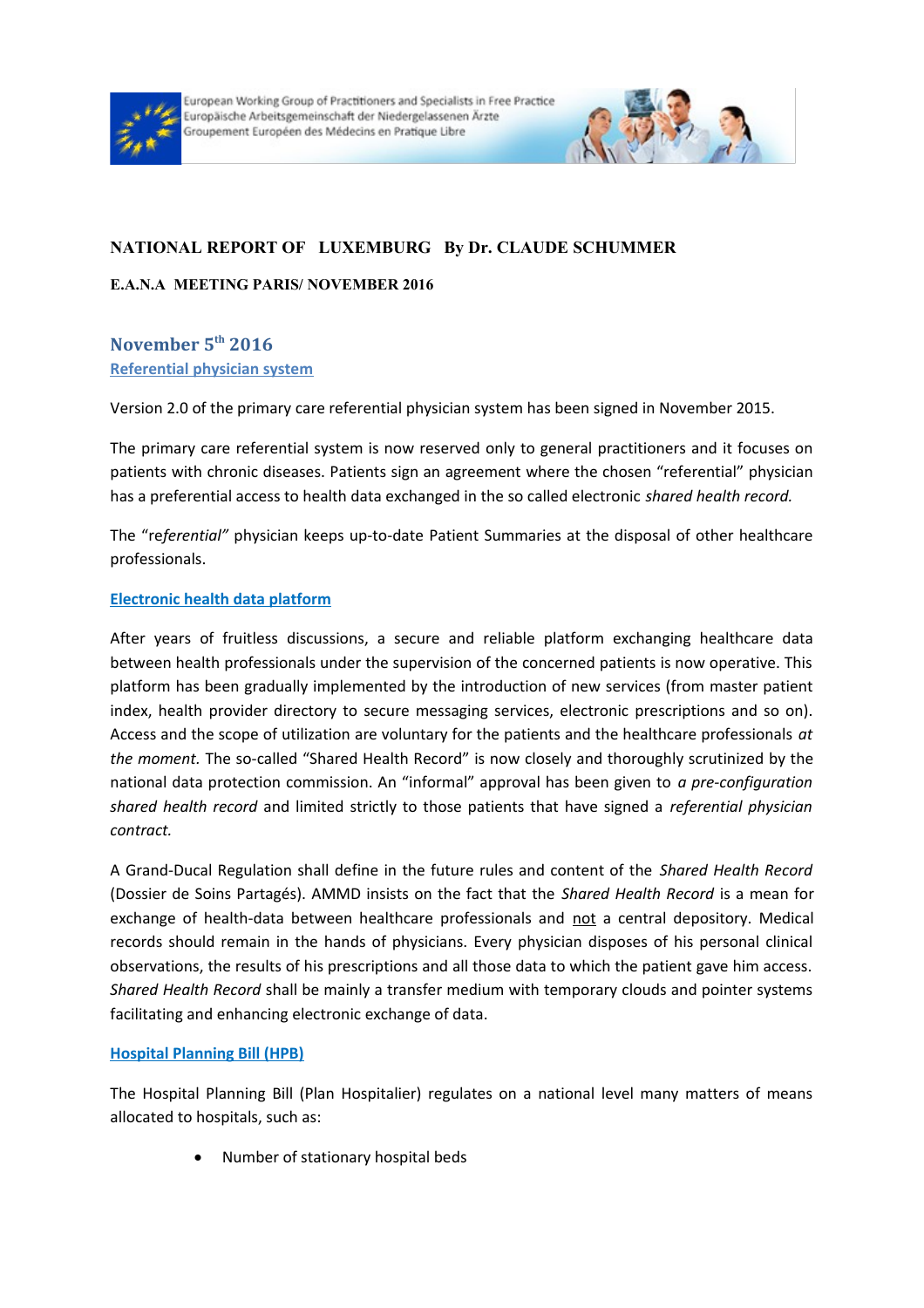## NATIONAL REPORT OF LUXEMBURG By Dr. CLAUDE SCHUMMER

**E.A.N.A MEETING PARIS/ NOVEMBER 2016**

### November 5th 2016

**Referential physician system**

Version 2.0 of the primary care referential physician system has been signed in November 2015.

The primary care referential system is now reserved only to general practitioners and it focuses on patients with chronic diseases. Patients sign an agreement where the chosen "referential" physician has a preferential access to health data exchanged in the so called electronic *shared health record.*

The "r*eferential"* physician keeps up-to-date Patient Summaries at the disposal of other healthcare professionals.

**Electronic health data platform**

After years of fruitless discussions, a secure and reliable platform exchanging healthcare data between health professionals under the supervision of the concerned patients is now operative. This platform has been gradually implemented by the introduction of new services (from master patient index, health provider directory to secure messaging services, electronic prescriptions and so on). Access and the scope of utilization are voluntary for the patients and the healthcare professionals *at the moment.* The so-called "Shared Health Record" is now closely and thoroughly scrutinized by the national data protection commission. An "informal" approval has been given to *a pre-configuration shared health record* and limited strictly to those patients that have signed a *referential physician contract.*

A Grand-Ducal Regulation shall define in the future rules and content of the *Shared Health Record* (Dossier de Soins Partagés). AMMD insists on the fact that the *Shared Health Record* is a mean for exchange of health-data between healthcare professionals and not a central depository. Medical records should remain in the hands of physicians. Every physician disposes of his personal clinical observations, the results of his prescriptions and all those data to which the patient gave him access. *Shared Health Record* shall be mainly a transfer medium with temporary clouds and pointer systems facilitating and enhancing electronic exchange of data.

**Hospital Planning Bill (HPB)**

The Hospital Planning Bill (Plan Hospitalier) regulates on a national level many matters of means allocated to hospitals, such as:

- Number of stationary hospital beds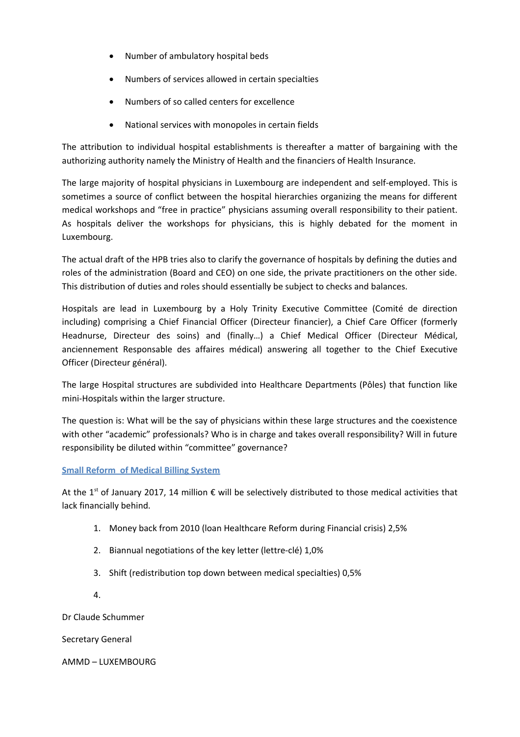- Number of ambulatory hospital beds
- Numbers of services allowed in certain specialties
- Numbers of so called centers for excellence
- National services with monopoles in certain fields

The attribution to individual hospital establishments is thereafter a matter of bargaining with the authorizing authority namely the Ministry of Health and the financiers of Health Insurance.

The large majority of hospital physicians in Luxembourg are independent and self-employed. This is sometimes a source of conflict between the hospital hierarchies organizing the means for different medical workshops and "free in practice" physicians assuming overall responsibility to their patient. As hospitals deliver the workshops for physicians, this is highly debated for the moment in Luxembourg.

The actual draft of the HPB tries also to clarify the governance of hospitals by defining the duties and roles of the administration (Board and CEO) on one side, the private practitioners on the other side. This distribution of duties and roles should essentially be subject to checks and balances.

Hospitals are lead in Luxembourg by a Holy Trinity Executive Committee (Comité de direction including) comprising a Chief Financial Officer (Directeur financier), a Chief Care Officer (formerly Headnurse, Directeur des soins) and (finally…) a Chief Medical Officer (Directeur Médical, anciennement Responsable des affaires médical) answering all together to the Chief Executive Officer (Directeur général).

The large Hospital structures are subdivided into Healthcare Departments (Pôles) that function like mini-Hospitals within the larger structure.

The question is: What will be the say of physicians within these large structures and the coexistence with other "academic" professionals? Who is in charge and takes overall responsibility? Will in future responsibility be diluted within "committee" governance?

## Small Reform of Medical Billing System

At the 1st of January 2017, 14 million € will be selectively distributed to those medical activities that lack financially behind.

1. Money back from 2010 (loan Healthcare Reform during Financial crisis) 2,5%
2. Biannual negotiations of the key letter (lettre-clé) 1,0%
3. Shift (redistribution top down between medical specialties) 0,5%
4. 

Dr Claude Schummer

Secretary General

AMMD – LUXEMBOURG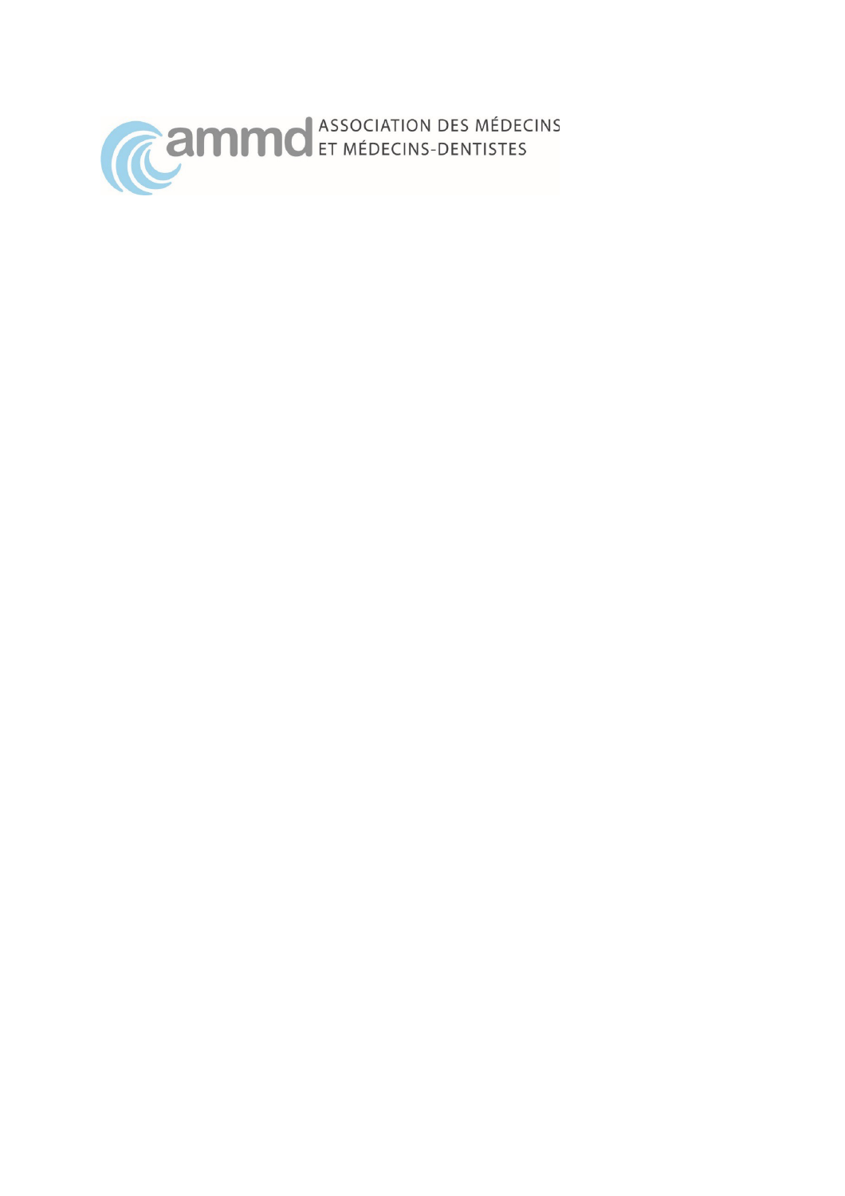ammd ASSOCIATION DES MÉDECINS ET MÉDECINS-DENTISTES